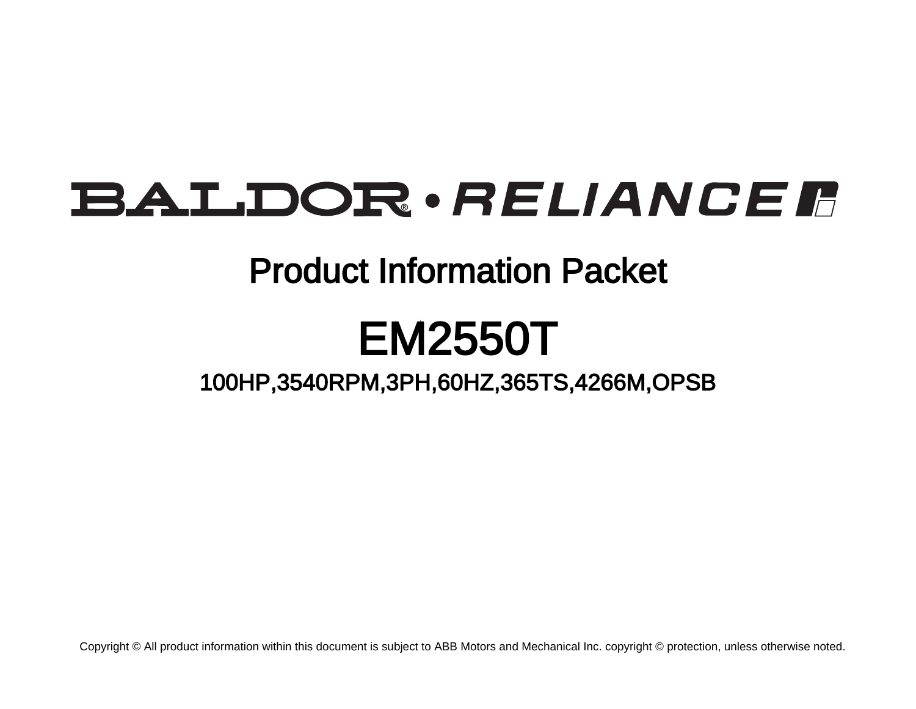# BALDOR • RELIANCE

## Product Information Packet

# EM2550T

### 100HP,3540RPM,3PH,60HZ,365TS,4266M,OPSB

Copyright © All product information within this document is subject to ABB Motors and Mechanical Inc. copyright © protection, unless otherwise noted.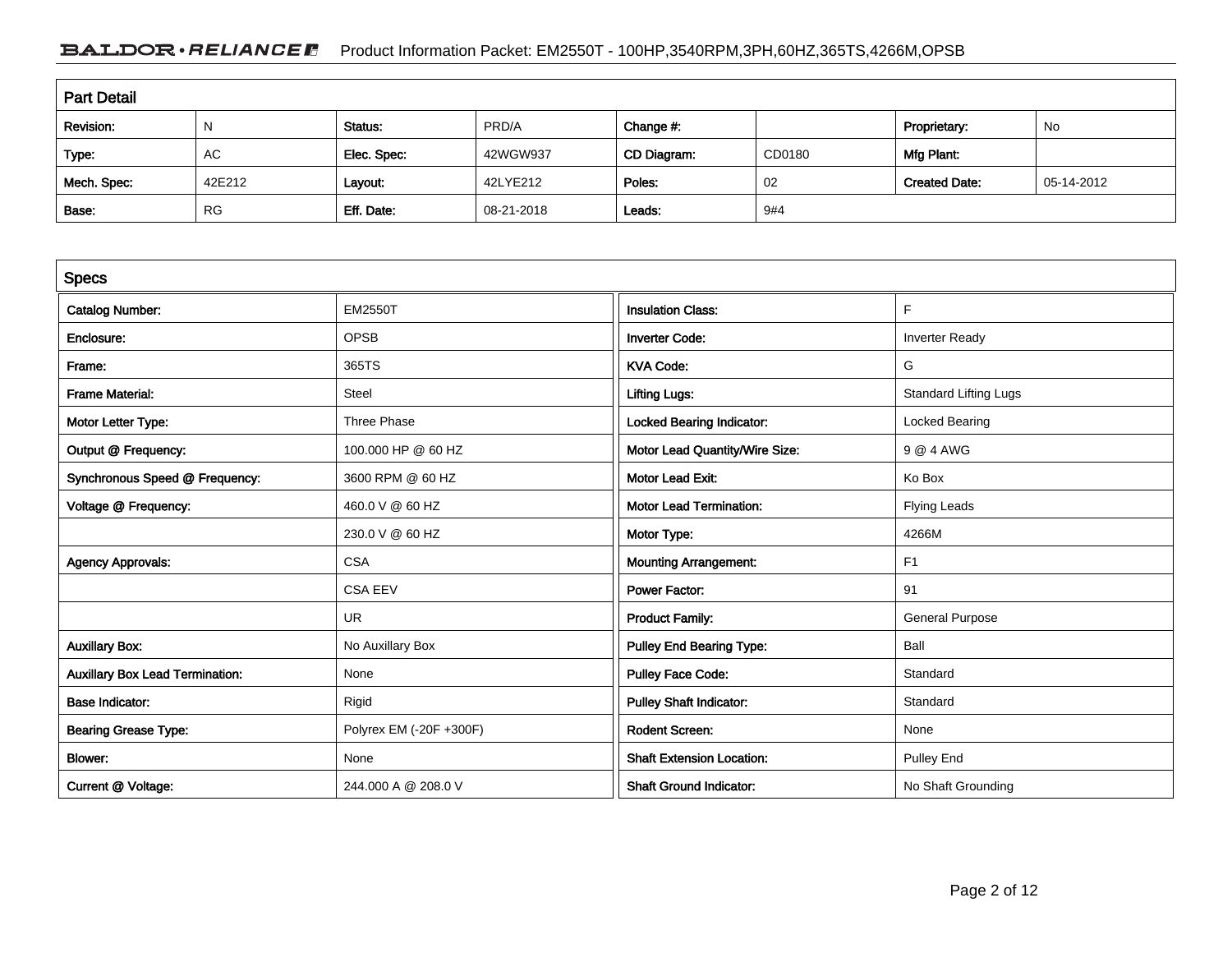## Part Detail

| Revision: | N | Status: | PRD/A | Change #: | | Proprietary: | No |
|---|---|---|---|---|---|---|---|
| Type: | AC | Elec. Spec: | 42WGW937 | CD Diagram: | CD0180 | Mfg Plant: | |
| Mech. Spec: | 42E212 | Layout: | 42LYE212 | Poles: | 02 | Created Date: | 05-14-2012 |
| Base: | RG | Eff. Date: | 08-21-2018 | Leads: | 9#4 | | |

## Specs

| | | | |
|---|---|---|---|
| Catalog Number: | EM2550T | Insulation Class: | F |
| Enclosure: | OPSB | Inverter Code: | Inverter Ready |
| Frame: | 365TS | KVA Code: | G |
| Frame Material: | Steel | Lifting Lugs: | Standard Lifting Lugs |
| Motor Letter Type: | Three Phase | Locked Bearing Indicator: | Locked Bearing |
| Output @ Frequency: | 100.000 HP @ 60 HZ | Motor Lead Quantity/Wire Size: | 9 @ 4 AWG |
| Synchronous Speed @ Frequency: | 3600 RPM @ 60 HZ | Motor Lead Exit: | Ko Box |
| Voltage @ Frequency: | 460.0 V @ 60 HZ | Motor Lead Termination: | Flying Leads |
| | 230.0 V @ 60 HZ | Motor Type: | 4266M |
| Agency Approvals: | CSA | Mounting Arrangement: | F1 |
| | CSA EEV | Power Factor: | 91 |
| | UR | Product Family: | General Purpose |
| Auxillary Box: | No Auxillary Box | Pulley End Bearing Type: | Ball |
| Auxillary Box Lead Termination: | None | Pulley Face Code: | Standard |
| Base Indicator: | Rigid | Pulley Shaft Indicator: | Standard |
| Bearing Grease Type: | Polyrex EM (-20F +300F) | Rodent Screen: | None |
| Blower: | None | Shaft Extension Location: | Pulley End |
| Current @ Voltage: | 244.000 A @ 208.0 V | Shaft Ground Indicator: | No Shaft Grounding |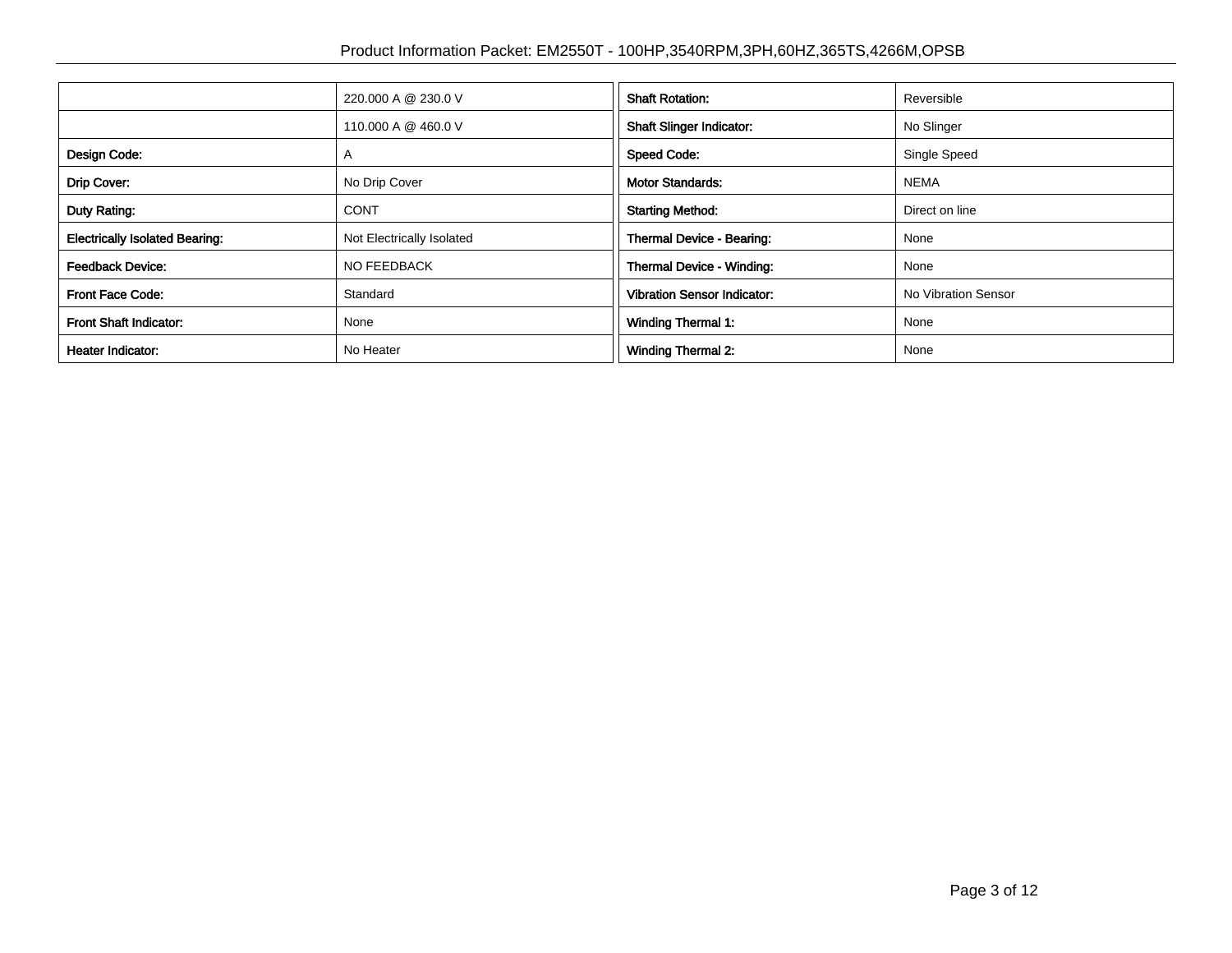| | |
|---|---|
| | 220.000 A @ 230.0 V |
| | 110.000 A @ 460.0 V |
| **Design Code:** | A |
| **Drip Cover:** | No Drip Cover |
| **Duty Rating:** | CONT |
| **Electrically Isolated Bearing:** | Not Electrically Isolated |
| **Feedback Device:** | NO FEEDBACK |
| **Front Face Code:** | Standard |
| **Front Shaft Indicator:** | None |
| **Heater Indicator:** | No Heater |

| | |
|---|---|
| **Shaft Rotation:** | Reversible |
| **Shaft Slinger Indicator:** | No Slinger |
| **Speed Code:** | Single Speed |
| **Motor Standards:** | NEMA |
| **Starting Method:** | Direct on line |
| **Thermal Device - Bearing:** | None |
| **Thermal Device - Winding:** | None |
| **Vibration Sensor Indicator:** | No Vibration Sensor |
| **Winding Thermal 1:** | None |
| **Winding Thermal 2:** | None |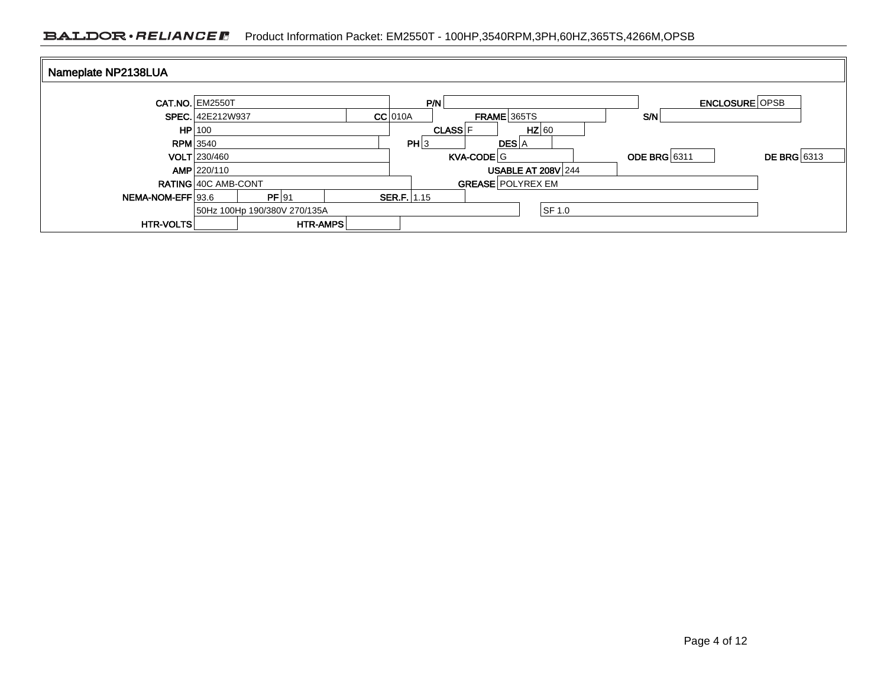## Nameplate NP2138LUA

| Field | Value | Field | Value | Field | Value | Field | Value |
|---|---|---|---|---|---|---|---|
| CAT.NO. | EM2550T | P/N | | | | ENCLOSURE | OPSB |
| SPEC. | 42E212W937 | CC | 010A | FRAME | 365TS | S/N | |
| HP | 100 | CLASS | F | HZ | 60 | | |
| RPM | 3540 | PH | 3 | DES | A | | |
| VOLT | 230/460 | KVA-CODE | G | ODE BRG | 6311 | DE BRG | 6313 |
| AMP | 220/110 | USABLE AT 208V | 244 | | | | |
| RATING | 40C AMB-CONT | GREASE | POLYREX EM | | | | |
| NEMA-NOM-EFF | 93.6 | PF | 91 | SER.F. | 1.15 | | |
| | 50Hz 100Hp 190/380V 270/135A | | SF 1.0 | | | | |
| HTR-VOLTS | | HTR-AMPS | | | | | |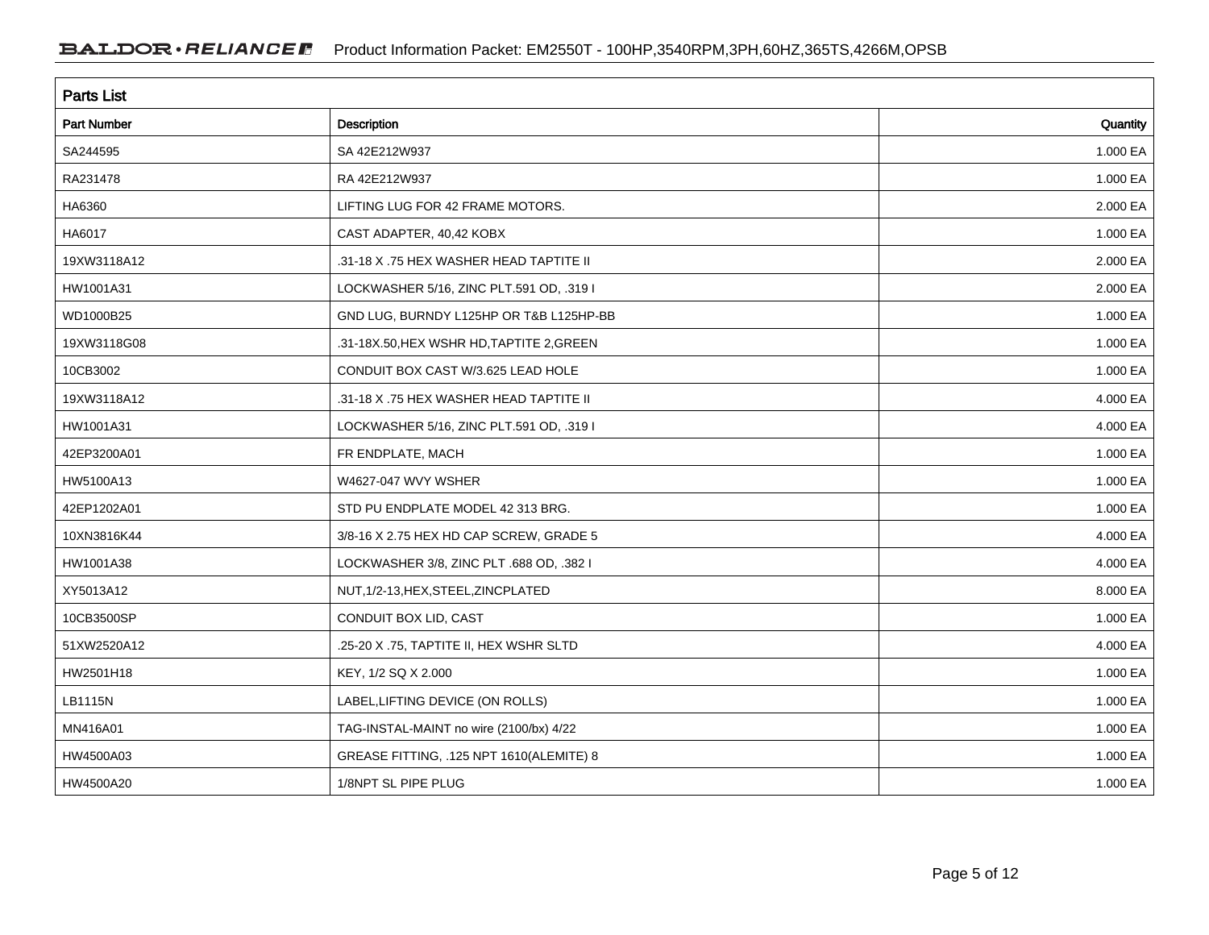## Parts List

| Part Number | Description | Quantity |
|---|---|---|
| SA244595 | SA 42E212W937 | 1.000 EA |
| RA231478 | RA 42E212W937 | 1.000 EA |
| HA6360 | LIFTING LUG FOR 42 FRAME MOTORS. | 2.000 EA |
| HA6017 | CAST ADAPTER, 40,42 KOBX | 1.000 EA |
| 19XW3118A12 | .31-18 X .75 HEX WASHER HEAD TAPTITE II | 2.000 EA |
| HW1001A31 | LOCKWASHER 5/16, ZINC PLT.591 OD, .319 I | 2.000 EA |
| WD1000B25 | GND LUG, BURNDY L125HP OR T&B L125HP-BB | 1.000 EA |
| 19XW3118G08 | .31-18X.50,HEX WSHR HD,TAPTITE 2,GREEN | 1.000 EA |
| 10CB3002 | CONDUIT BOX CAST W/3.625 LEAD HOLE | 1.000 EA |
| 19XW3118A12 | .31-18 X .75 HEX WASHER HEAD TAPTITE II | 4.000 EA |
| HW1001A31 | LOCKWASHER 5/16, ZINC PLT.591 OD, .319 I | 4.000 EA |
| 42EP3200A01 | FR ENDPLATE, MACH | 1.000 EA |
| HW5100A13 | W4627-047 WVY WSHER | 1.000 EA |
| 42EP1202A01 | STD PU ENDPLATE MODEL 42 313 BRG. | 1.000 EA |
| 10XN3816K44 | 3/8-16 X 2.75 HEX HD CAP SCREW, GRADE 5 | 4.000 EA |
| HW1001A38 | LOCKWASHER 3/8, ZINC PLT .688 OD, .382 I | 4.000 EA |
| XY5013A12 | NUT,1/2-13,HEX,STEEL,ZINCPLATED | 8.000 EA |
| 10CB3500SP | CONDUIT BOX LID, CAST | 1.000 EA |
| 51XW2520A12 | .25-20 X .75, TAPTITE II, HEX WSHR SLTD | 4.000 EA |
| HW2501H18 | KEY, 1/2 SQ X 2.000 | 1.000 EA |
| LB1115N | LABEL,LIFTING DEVICE (ON ROLLS) | 1.000 EA |
| MN416A01 | TAG-INSTAL-MAINT no wire (2100/bx) 4/22 | 1.000 EA |
| HW4500A03 | GREASE FITTING, .125 NPT 1610(ALEMITE) 8 | 1.000 EA |
| HW4500A20 | 1/8NPT SL PIPE PLUG | 1.000 EA |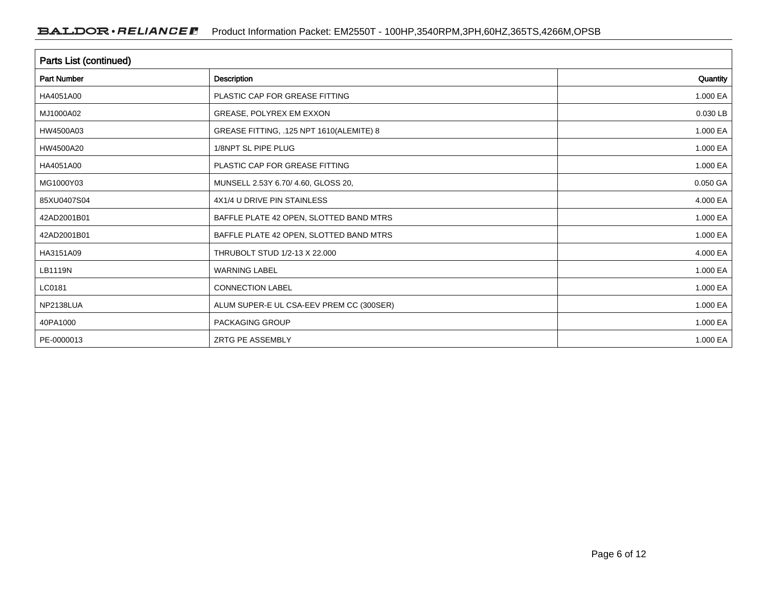## Parts List (continued)

| Part Number | Description | Quantity |
|---|---|---|
| HA4051A00 | PLASTIC CAP FOR GREASE FITTING | 1.000 EA |
| MJ1000A02 | GREASE, POLYREX EM EXXON | 0.030 LB |
| HW4500A03 | GREASE FITTING, .125 NPT 1610(ALEMITE) 8 | 1.000 EA |
| HW4500A20 | 1/8NPT SL PIPE PLUG | 1.000 EA |
| HA4051A00 | PLASTIC CAP FOR GREASE FITTING | 1.000 EA |
| MG1000Y03 | MUNSELL 2.53Y 6.70/ 4.60, GLOSS 20, | 0.050 GA |
| 85XU0407S04 | 4X1/4 U DRIVE PIN STAINLESS | 4.000 EA |
| 42AD2001B01 | BAFFLE PLATE 42 OPEN, SLOTTED BAND MTRS | 1.000 EA |
| 42AD2001B01 | BAFFLE PLATE 42 OPEN, SLOTTED BAND MTRS | 1.000 EA |
| HA3151A09 | THRUBOLT STUD 1/2-13 X 22.000 | 4.000 EA |
| LB1119N | WARNING LABEL | 1.000 EA |
| LC0181 | CONNECTION LABEL | 1.000 EA |
| NP2138LUA | ALUM SUPER-E UL CSA-EEV PREM CC (300SER) | 1.000 EA |
| 40PA1000 | PACKAGING GROUP | 1.000 EA |
| PE-0000013 | ZRTG PE ASSEMBLY | 1.000 EA |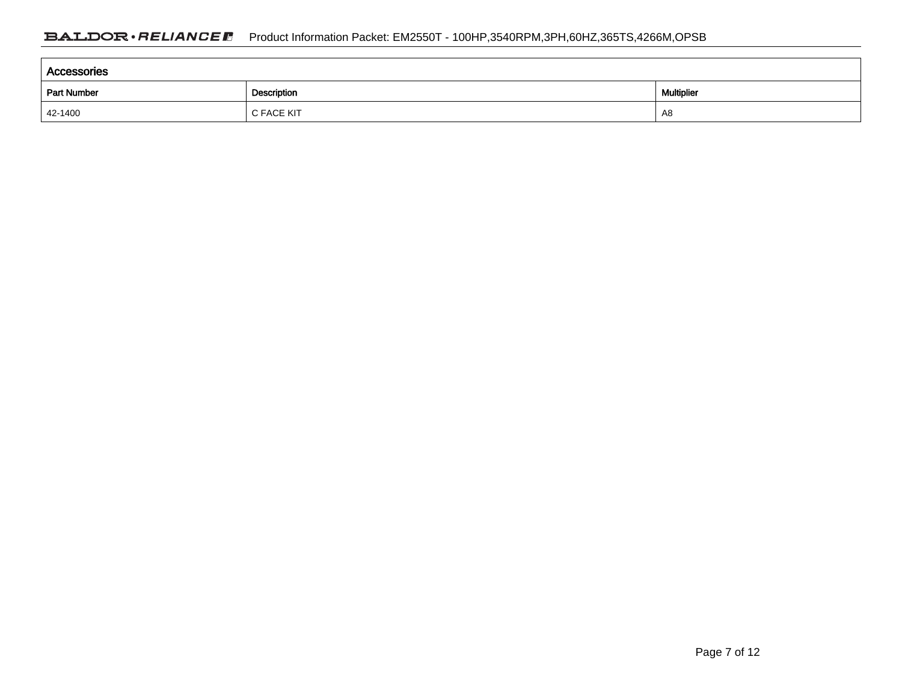| Accessories | | |
|---|---|---|
| **Part Number** | **Description** | **Multiplier** |
| 42-1400 | C FACE KIT | A8 |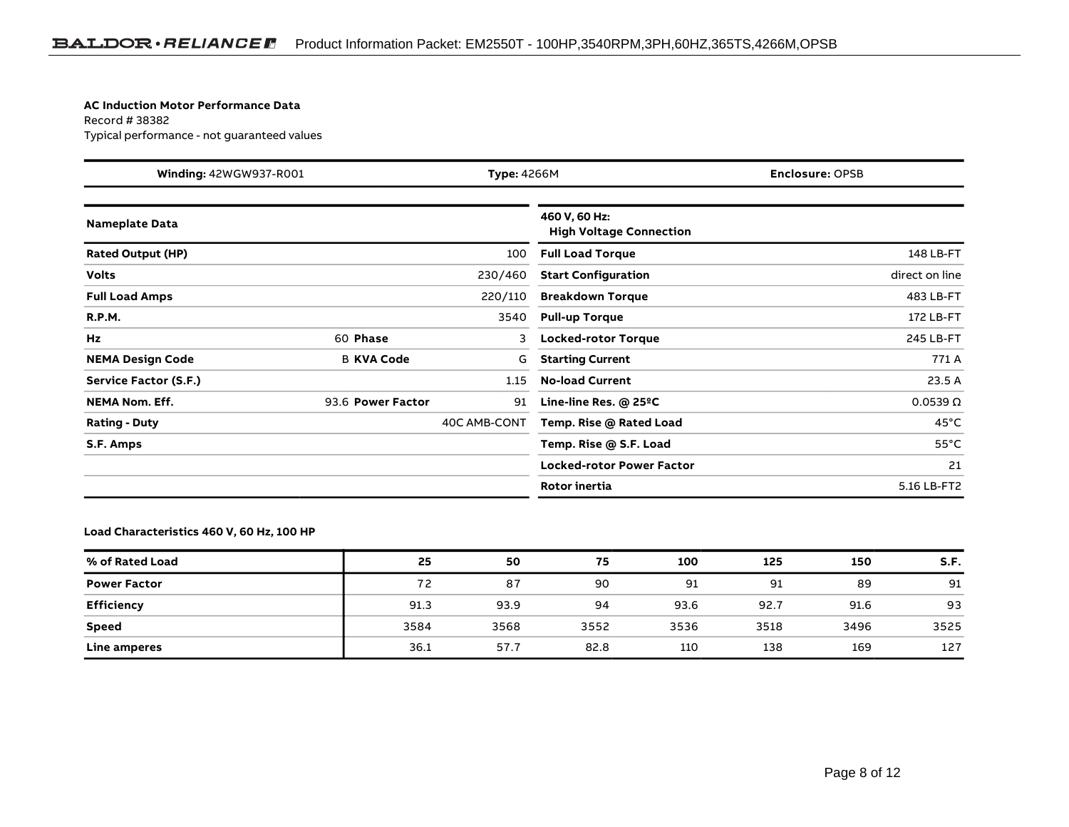**AC Induction Motor Performance Data**
Record # 38382
Typical performance - not guaranteed values

| **Winding:** 42WGW937-R001 | **Type:** 4266M | **Enclosure:** OPSB |
|---|---|---|

| **Nameplate Data** | | | | **460 V, 60 Hz: High Voltage Connection** | |
|---|---|---|---|---|---|
| **Rated Output (HP)** | | | 100 | **Full Load Torque** | 148 LB-FT |
| **Volts** | | | 230/460 | **Start Configuration** | direct on line |
| **Full Load Amps** | | | 220/110 | **Breakdown Torque** | 483 LB-FT |
| **R.P.M.** | | | 3540 | **Pull-up Torque** | 172 LB-FT |
| **Hz** | 60 | **Phase** | 3 | **Locked-rotor Torque** | 245 LB-FT |
| **NEMA Design Code** | B | **KVA Code** | G | **Starting Current** | 771 A |
| **Service Factor (S.F.)** | | | 1.15 | **No-load Current** | 23.5 A |
| **NEMA Nom. Eff.** | 93.6 | **Power Factor** | 91 | **Line-line Res. @ 25ºC** | 0.0539 Ω |
| **Rating - Duty** | | | 40C AMB-CONT | **Temp. Rise @ Rated Load** | 45°C |
| **S.F. Amps** | | | | **Temp. Rise @ S.F. Load** | 55°C |
| | | | | **Locked-rotor Power Factor** | 21 |
| | | | | **Rotor inertia** | 5.16 LB-FT2 |

**Load Characteristics 460 V, 60 Hz, 100 HP**

| **% of Rated Load** | **25** | **50** | **75** | **100** | **125** | **150** | **S.F.** |
|---|---|---|---|---|---|---|---|
| **Power Factor** | 72 | 87 | 90 | 91 | 91 | 89 | 91 |
| **Efficiency** | 91.3 | 93.9 | 94 | 93.6 | 92.7 | 91.6 | 93 |
| **Speed** | 3584 | 3568 | 3552 | 3536 | 3518 | 3496 | 3525 |
| **Line amperes** | 36.1 | 57.7 | 82.8 | 110 | 138 | 169 | 127 |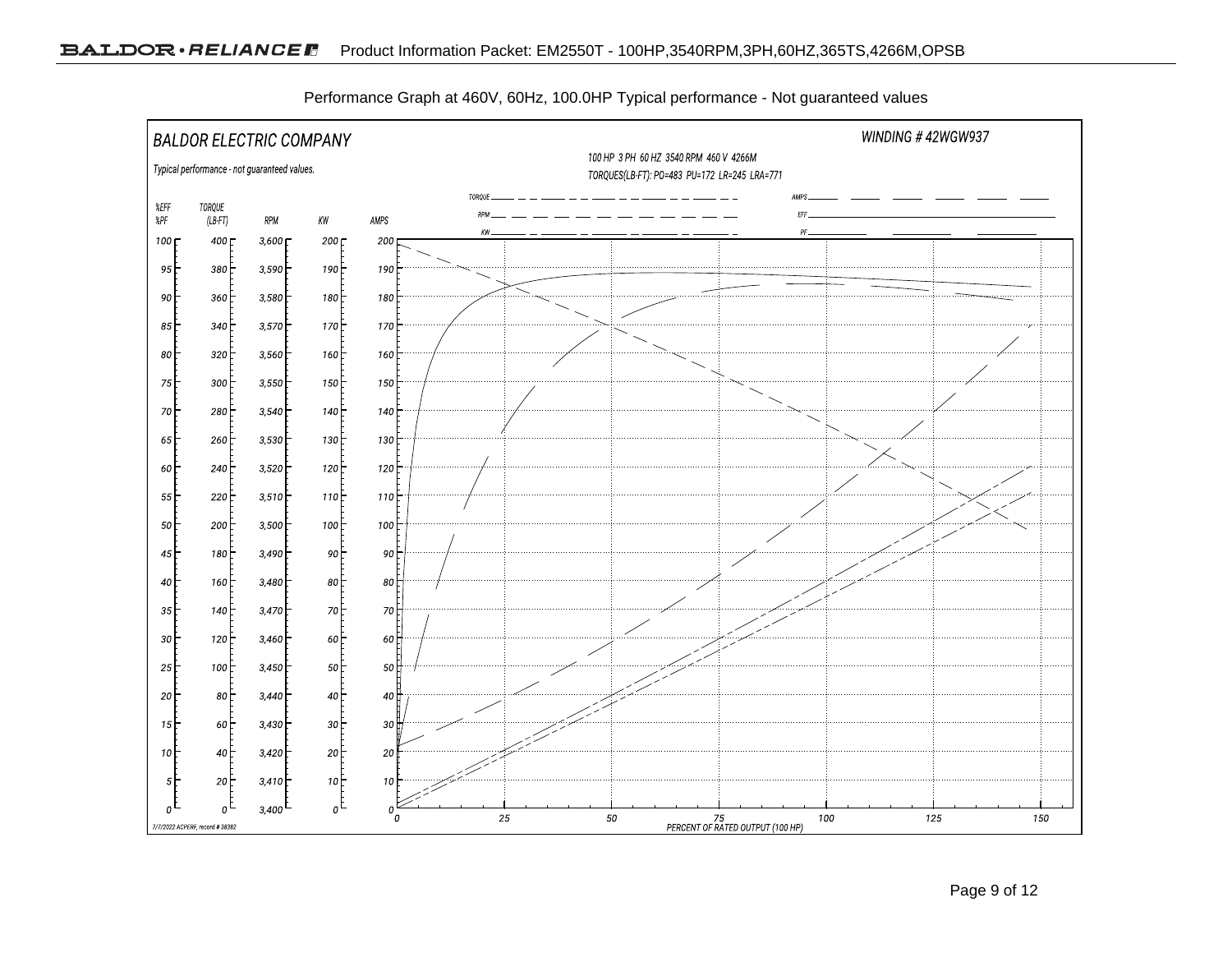Performance Graph at 460V, 60Hz, 100.0HP Typical performance - Not guaranteed values

BALDOR ELECTRIC COMPANY

WINDING # 42WGW937

Typical performance - not guaranteed values.

100 HP 3 PH 60 HZ 3540 RPM 460 V 4266M

TORQUES(LB-FT): PO=483 PU=172 LR=245 LRA=771

TORQUE, RPM, KW, AMPS, EFF, PF

| %EFF %PF | TORQUE (LB-FT) | RPM | KW | AMPS |
|---|---|---|---|---|
| 100 | 400 | 3,600 | 200 | 200 |
| 95 | 380 | 3,590 | 190 | 190 |
| 90 | 360 | 3,580 | 180 | 180 |
| 85 | 340 | 3,570 | 170 | 170 |
| 80 | 320 | 3,560 | 160 | 160 |
| 75 | 300 | 3,550 | 150 | 150 |
| 70 | 280 | 3,540 | 140 | 140 |
| 65 | 260 | 3,530 | 130 | 130 |
| 60 | 240 | 3,520 | 120 | 120 |
| 55 | 220 | 3,510 | 110 | 110 |
| 50 | 200 | 3,500 | 100 | 100 |
| 45 | 180 | 3,490 | 90 | 90 |
| 40 | 160 | 3,480 | 80 | 80 |
| 35 | 140 | 3,470 | 70 | 70 |
| 30 | 120 | 3,460 | 60 | 60 |
| 25 | 100 | 3,450 | 50 | 50 |
| 20 | 80 | 3,440 | 40 | 40 |
| 15 | 60 | 3,430 | 30 | 30 |
| 10 | 40 | 3,420 | 20 | 20 |
| 5 | 20 | 3,410 | 10 | 10 |
| 0 | 0 | 3,400 | 0 | 0 |

PERCENT OF RATED OUTPUT (100 HP): 0, 25, 50, 75, 100, 125, 150

7/7/2022 ACPERF, record # 38382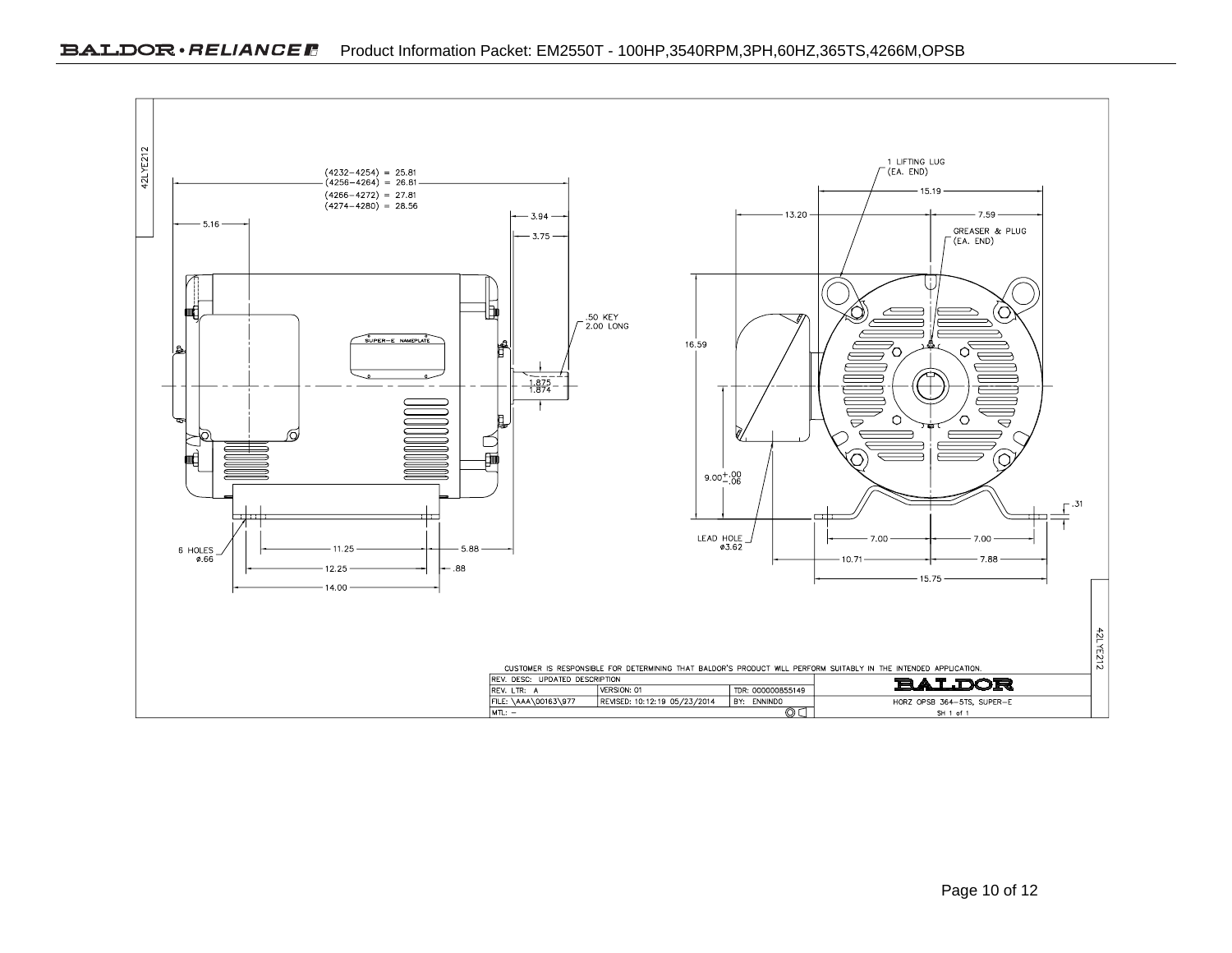42LYE212

(4232–4254) = 25.81
(4256–4264) = 26.81
(4266–4272) = 27.81
(4274–4280) = 28.56

5.16

3.94

3.75

SUPER–E NAMEPLATE

.50 KEY
2.00 LONG

1.875
1.874

6 HOLES
ø.66

11.25

5.88

12.25

.88

14.00

1 LIFTING LUG
(EA. END)

15.19

13.20

7.59

GREASER & PLUG
(EA. END)

16.59

9.00 +.00 −.06

.31

LEAD HOLE
ø3.62

7.00

7.00

10.71

7.88

15.75

42LYE212

CUSTOMER IS RESPONSIBLE FOR DETERMINING THAT BALDOR'S PRODUCT WILL PERFORM SUITABLY IN THE INTENDED APPLICATION.

| REV. DESC: UPDATED DESCRIPTION | | | BALDOR |
|---|---|---|---|
| REV. LTR: A | VERSION: 01 | TDR: 000000855149 | |
| FILE: \AAA\00163\977 | REVISED: 10:12:19 05/23/2014 | BY: ENNINDO | HORZ OPSB 364–5TS, SUPER–E |
| MTL: – | | | SH 1 of 1 |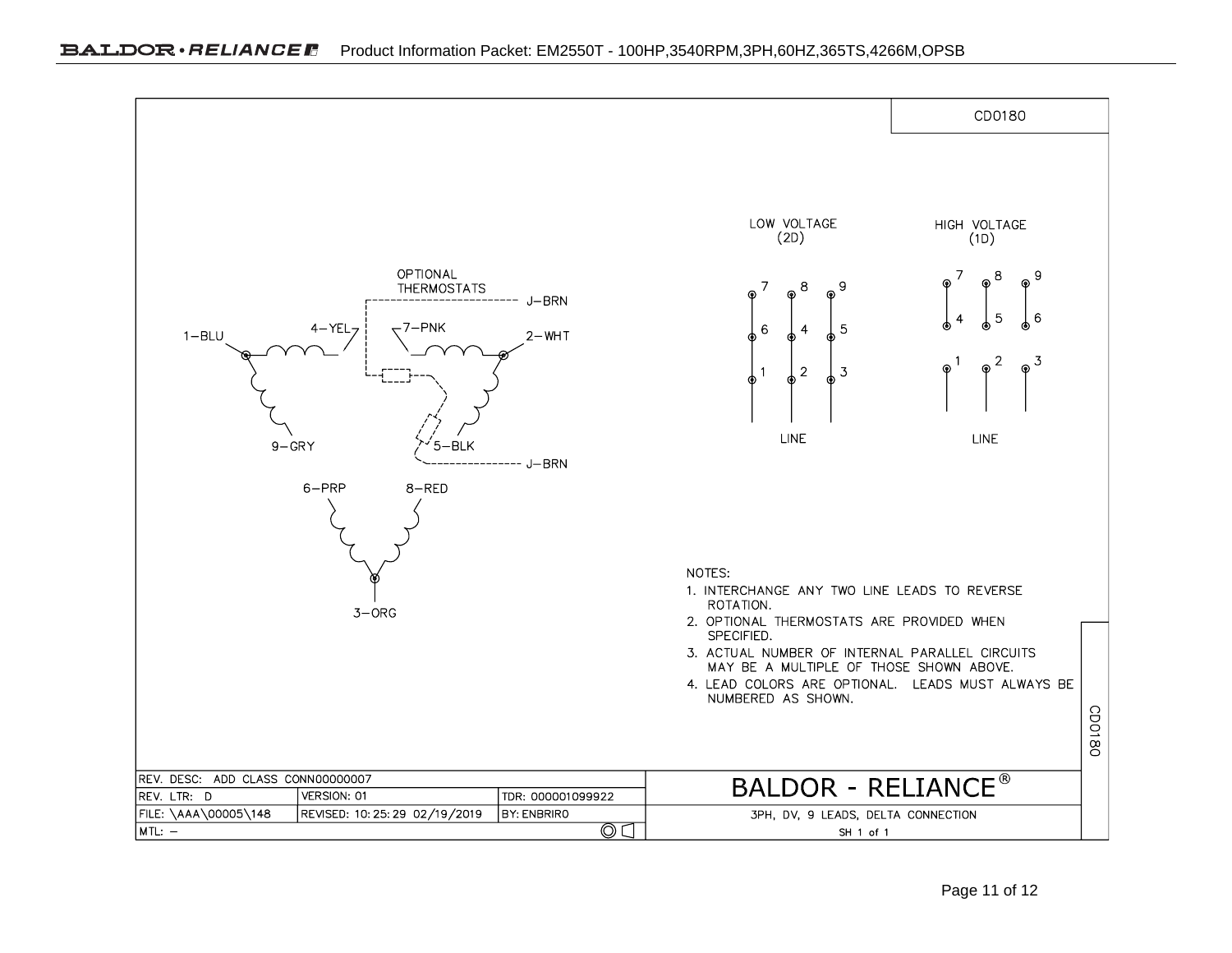CD0180

LOW VOLTAGE (2D)

| 7 | 8 | 9 |
|---|---|---|
| 6 | 4 | 5 |
| 1 | 2 | 3 |

LINE

HIGH VOLTAGE (1D)

| 7 | 8 | 9 |
|---|---|---|
| 4 | 5 | 6 |
| 1 | 2 | 3 |

LINE

OPTIONAL THERMOSTATS

J-BRN

1-BLU, 4-YEL, 7-PNK, 2-WHT, 9-GRY, 5-BLK, J-BRN, 6-PRP, 8-RED, 3-ORG

NOTES:

1. INTERCHANGE ANY TWO LINE LEADS TO REVERSE ROTATION.
2. OPTIONAL THERMOSTATS ARE PROVIDED WHEN SPECIFIED.
3. ACTUAL NUMBER OF INTERNAL PARALLEL CIRCUITS MAY BE A MULTIPLE OF THOSE SHOWN ABOVE.
4. LEAD COLORS ARE OPTIONAL. LEADS MUST ALWAYS BE NUMBERED AS SHOWN.

| REV. DESC: ADD CLASS CONN00000007 | | | BALDOR - RELIANCE® |
|---|---|---|---|
| REV. LTR: D | VERSION: 01 | TDR: 000001099922 | |
| FILE: \AAA\00005\148 | REVISED: 10:25:29 02/19/2019 | BY: ENBRIRO | 3PH, DV, 9 LEADS, DELTA CONNECTION |
| MTL: – | | | SH 1 of 1 |

CD0180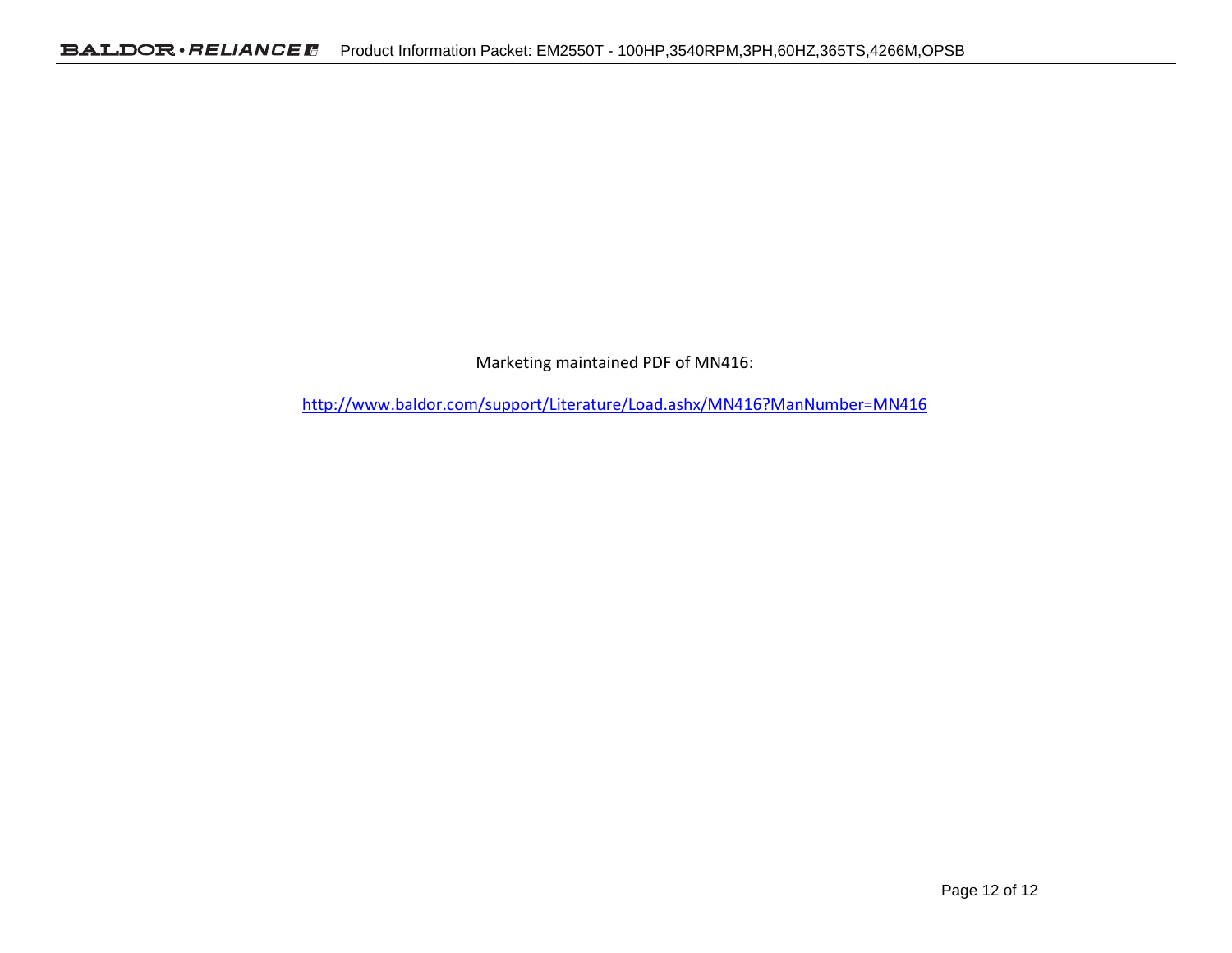Marketing maintained PDF of MN416:

http://www.baldor.com/support/Literature/Load.ashx/MN416?ManNumber=MN416